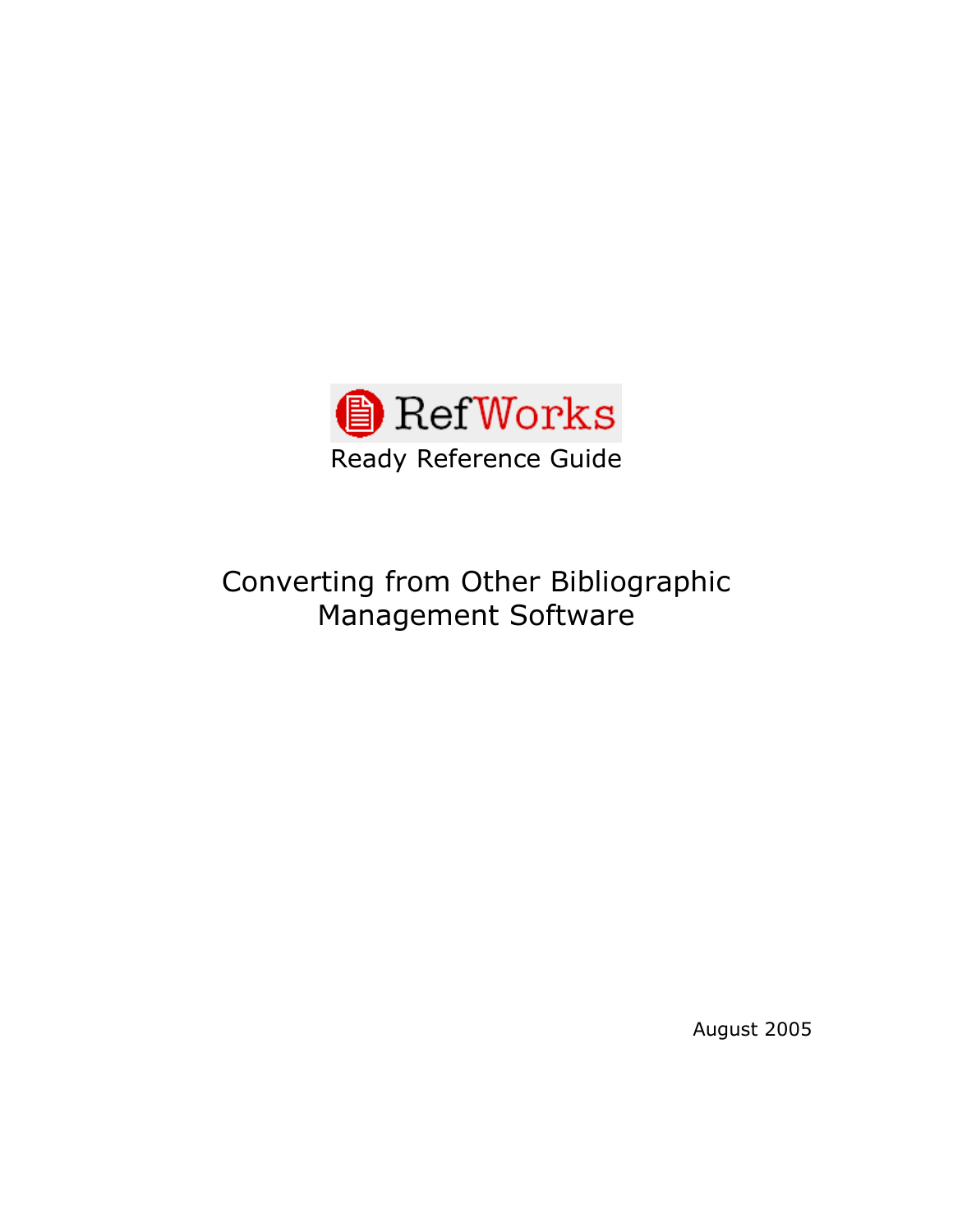# RefWorks

Ready Reference Guide

## Converting from Other Bibliographic Management Software

August 2005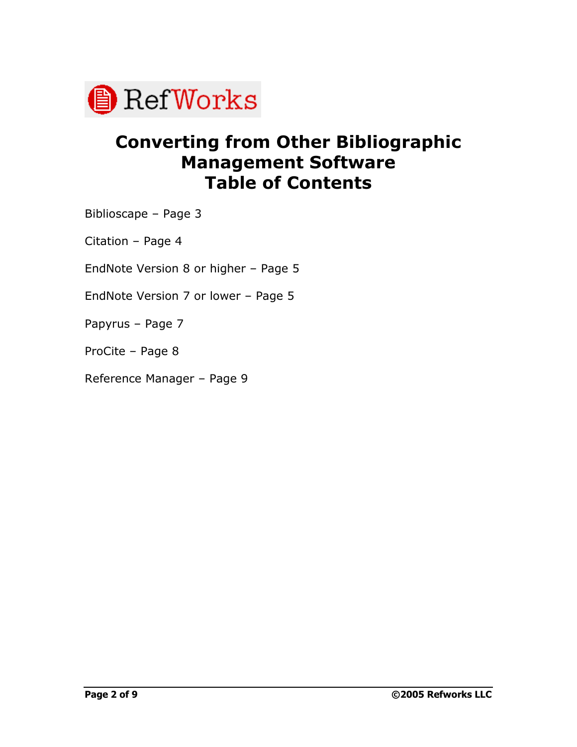RefWorks

# Converting from Other Bibliographic Management Software
# Table of Contents

Biblioscape – Page 3

Citation – Page 4

EndNote Version 8 or higher – Page 5

EndNote Version 7 or lower – Page 5

Papyrus – Page 7

ProCite – Page 8

Reference Manager – Page 9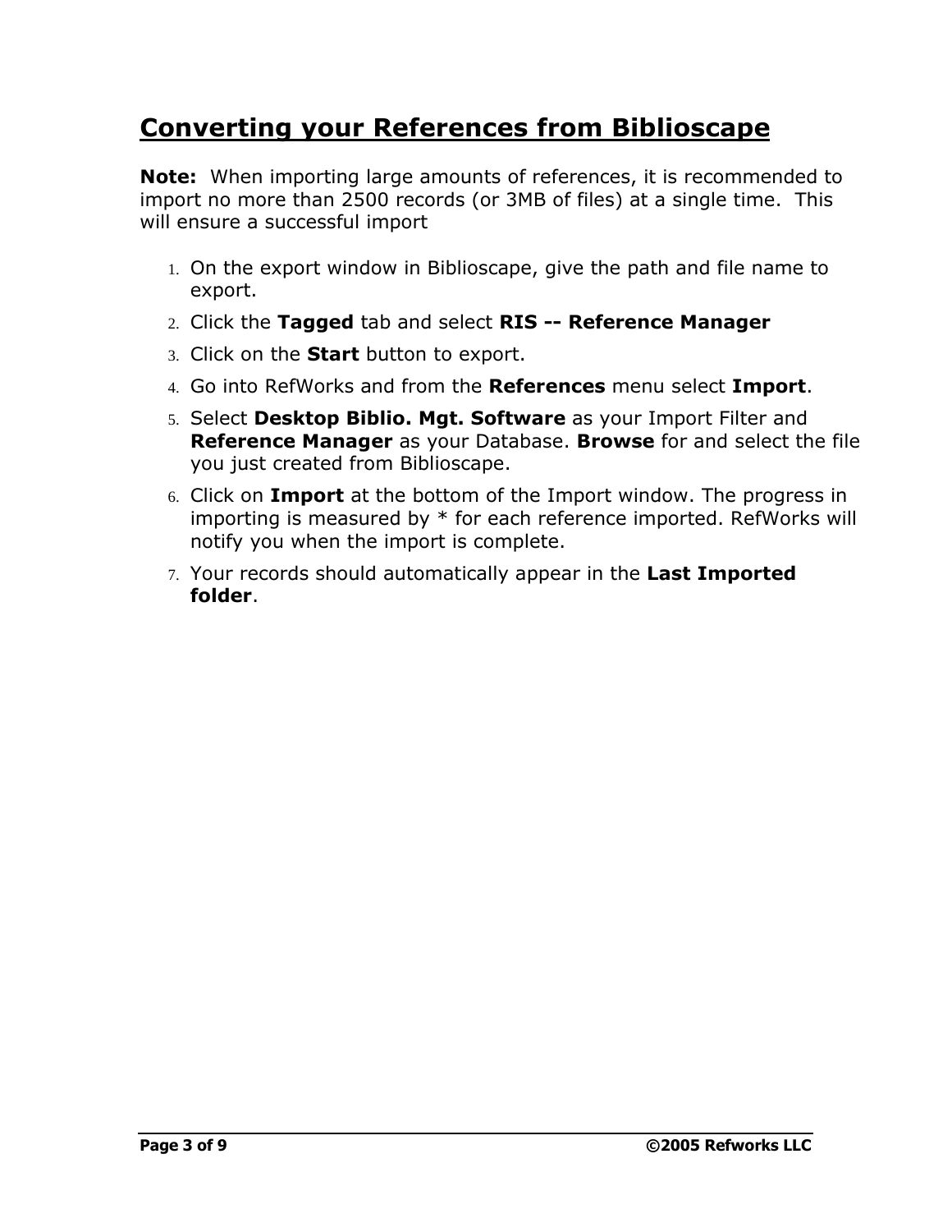# Converting your References from Biblioscape

**Note:** When importing large amounts of references, it is recommended to import no more than 2500 records (or 3MB of files) at a single time. This will ensure a successful import

1. On the export window in Biblioscape, give the path and file name to export.
2. Click the **Tagged** tab and select **RIS -- Reference Manager**
3. Click on the **Start** button to export.
4. Go into RefWorks and from the **References** menu select **Import**.
5. Select **Desktop Biblio. Mgt. Software** as your Import Filter and **Reference Manager** as your Database. **Browse** for and select the file you just created from Biblioscape.
6. Click on **Import** at the bottom of the Import window. The progress in importing is measured by * for each reference imported. RefWorks will notify you when the import is complete.
7. Your records should automatically appear in the **Last Imported folder**.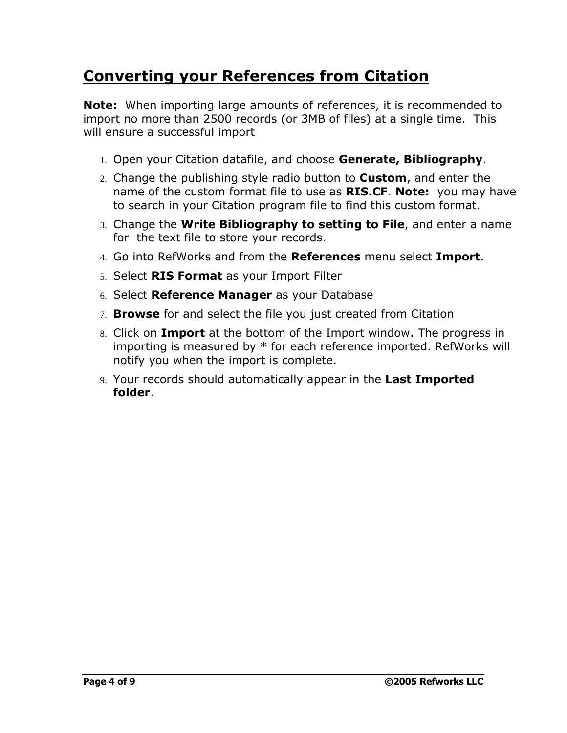# Converting your References from Citation

**Note:** When importing large amounts of references, it is recommended to import no more than 2500 records (or 3MB of files) at a single time. This will ensure a successful import

1. Open your Citation datafile, and choose **Generate, Bibliography**.
2. Change the publishing style radio button to **Custom**, and enter the name of the custom format file to use as **RIS.CF**. **Note:** you may have to search in your Citation program file to find this custom format.
3. Change the **Write Bibliography to setting to File**, and enter a name for the text file to store your records.
4. Go into RefWorks and from the **References** menu select **Import**.
5. Select **RIS Format** as your Import Filter
6. Select **Reference Manager** as your Database
7. **Browse** for and select the file you just created from Citation
8. Click on **Import** at the bottom of the Import window. The progress in importing is measured by * for each reference imported. RefWorks will notify you when the import is complete.
9. Your records should automatically appear in the **Last Imported folder**.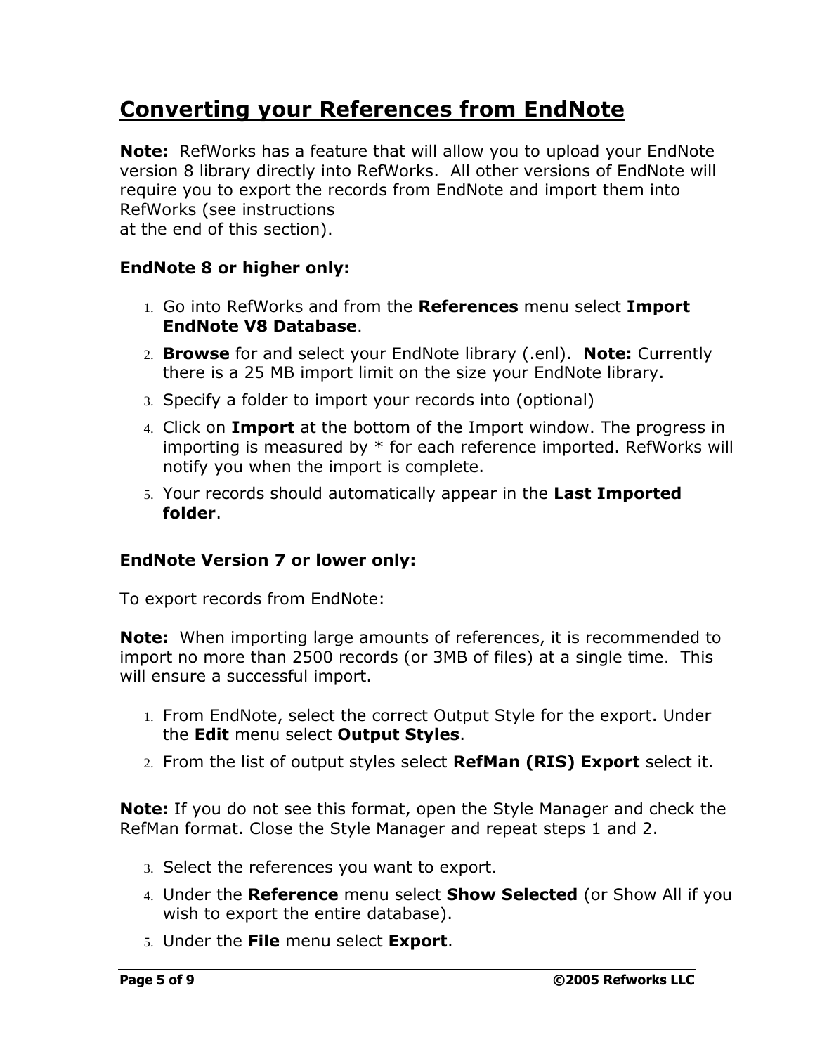# Converting your References from EndNote

**Note:** RefWorks has a feature that will allow you to upload your EndNote version 8 library directly into RefWorks. All other versions of EndNote will require you to export the records from EndNote and import them into RefWorks (see instructions at the end of this section).

**EndNote 8 or higher only:**

1. Go into RefWorks and from the **References** menu select **Import EndNote V8 Database**.
2. **Browse** for and select your EndNote library (.enl). **Note:** Currently there is a 25 MB import limit on the size your EndNote library.
3. Specify a folder to import your records into (optional)
4. Click on **Import** at the bottom of the Import window. The progress in importing is measured by * for each reference imported. RefWorks will notify you when the import is complete.
5. Your records should automatically appear in the **Last Imported folder**.

**EndNote Version 7 or lower only:**

To export records from EndNote:

**Note:** When importing large amounts of references, it is recommended to import no more than 2500 records (or 3MB of files) at a single time. This will ensure a successful import.

1. From EndNote, select the correct Output Style for the export. Under the **Edit** menu select **Output Styles**.
2. From the list of output styles select **RefMan (RIS) Export** select it.

**Note:** If you do not see this format, open the Style Manager and check the RefMan format. Close the Style Manager and repeat steps 1 and 2.

3. Select the references you want to export.
4. Under the **Reference** menu select **Show Selected** (or Show All if you wish to export the entire database).
5. Under the **File** menu select **Export**.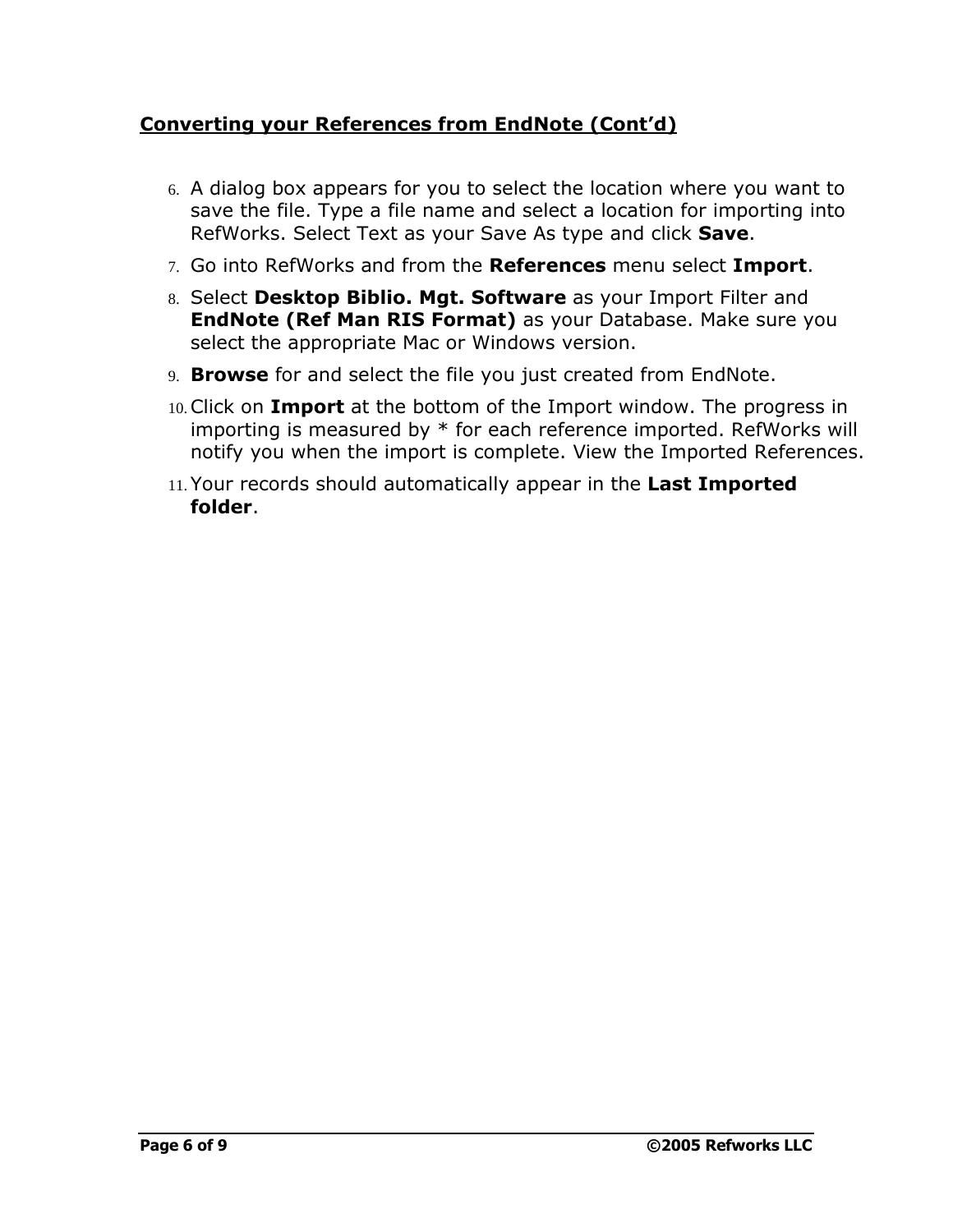## Converting your References from EndNote (Cont'd)

6. A dialog box appears for you to select the location where you want to save the file. Type a file name and select a location for importing into RefWorks. Select Text as your Save As type and click **Save**.
7. Go into RefWorks and from the **References** menu select **Import**.
8. Select **Desktop Biblio. Mgt. Software** as your Import Filter and **EndNote (Ref Man RIS Format)** as your Database. Make sure you select the appropriate Mac or Windows version.
9. **Browse** for and select the file you just created from EndNote.
10. Click on **Import** at the bottom of the Import window. The progress in importing is measured by * for each reference imported. RefWorks will notify you when the import is complete. View the Imported References.
11. Your records should automatically appear in the **Last Imported folder**.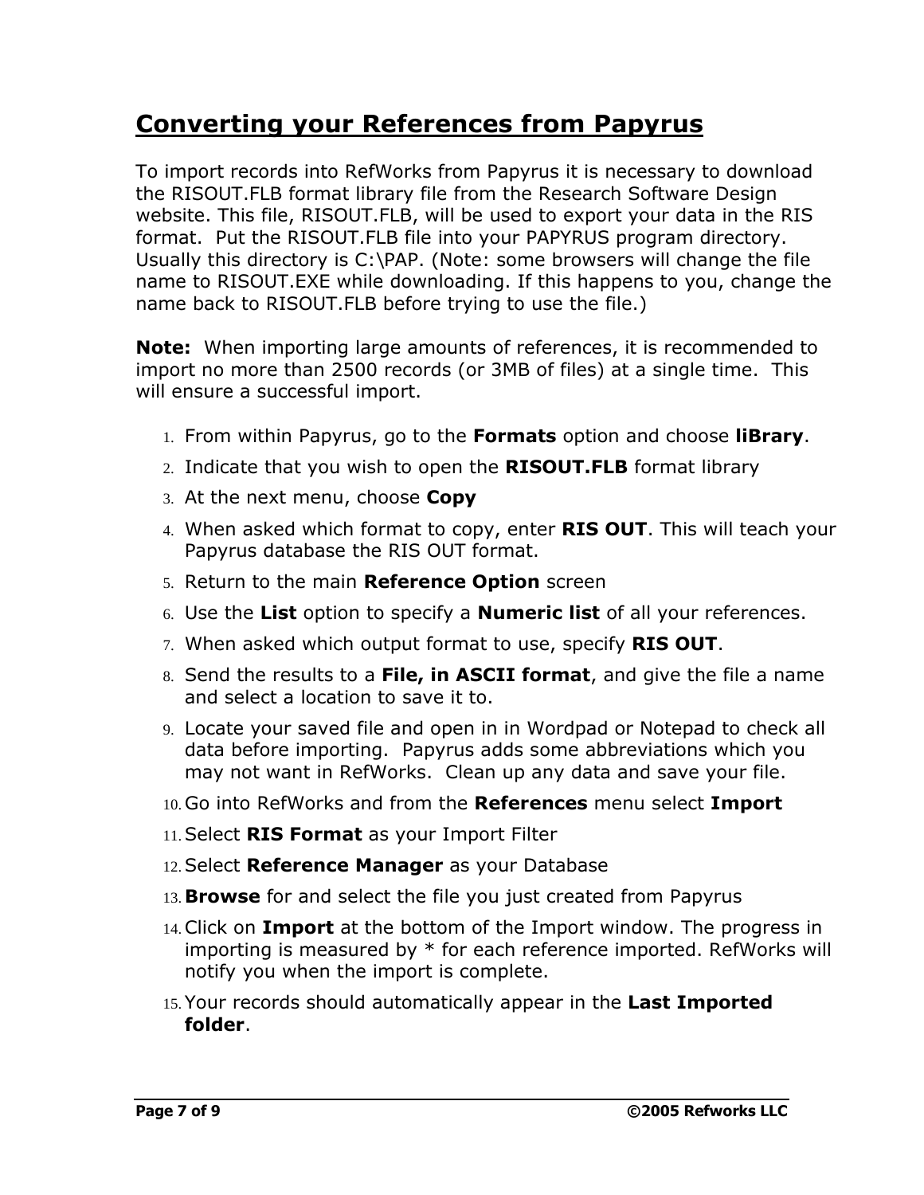## Converting your References from Papyrus

To import records into RefWorks from Papyrus it is necessary to download the RISOUT.FLB format library file from the Research Software Design website. This file, RISOUT.FLB, will be used to export your data in the RIS format. Put the RISOUT.FLB file into your PAPYRUS program directory. Usually this directory is C:\PAP. (Note: some browsers will change the file name to RISOUT.EXE while downloading. If this happens to you, change the name back to RISOUT.FLB before trying to use the file.)

**Note:** When importing large amounts of references, it is recommended to import no more than 2500 records (or 3MB of files) at a single time. This will ensure a successful import.

1. From within Papyrus, go to the **Formats** option and choose **liBrary**.
2. Indicate that you wish to open the **RISOUT.FLB** format library
3. At the next menu, choose **Copy**
4. When asked which format to copy, enter **RIS OUT**. This will teach your Papyrus database the RIS OUT format.
5. Return to the main **Reference Option** screen
6. Use the **List** option to specify a **Numeric list** of all your references.
7. When asked which output format to use, specify **RIS OUT**.
8. Send the results to a **File, in ASCII format**, and give the file a name and select a location to save it to.
9. Locate your saved file and open in in Wordpad or Notepad to check all data before importing. Papyrus adds some abbreviations which you may not want in RefWorks. Clean up any data and save your file.
10. Go into RefWorks and from the **References** menu select **Import**
11. Select **RIS Format** as your Import Filter
12. Select **Reference Manager** as your Database
13. **Browse** for and select the file you just created from Papyrus
14. Click on **Import** at the bottom of the Import window. The progress in importing is measured by * for each reference imported. RefWorks will notify you when the import is complete.
15. Your records should automatically appear in the **Last Imported folder**.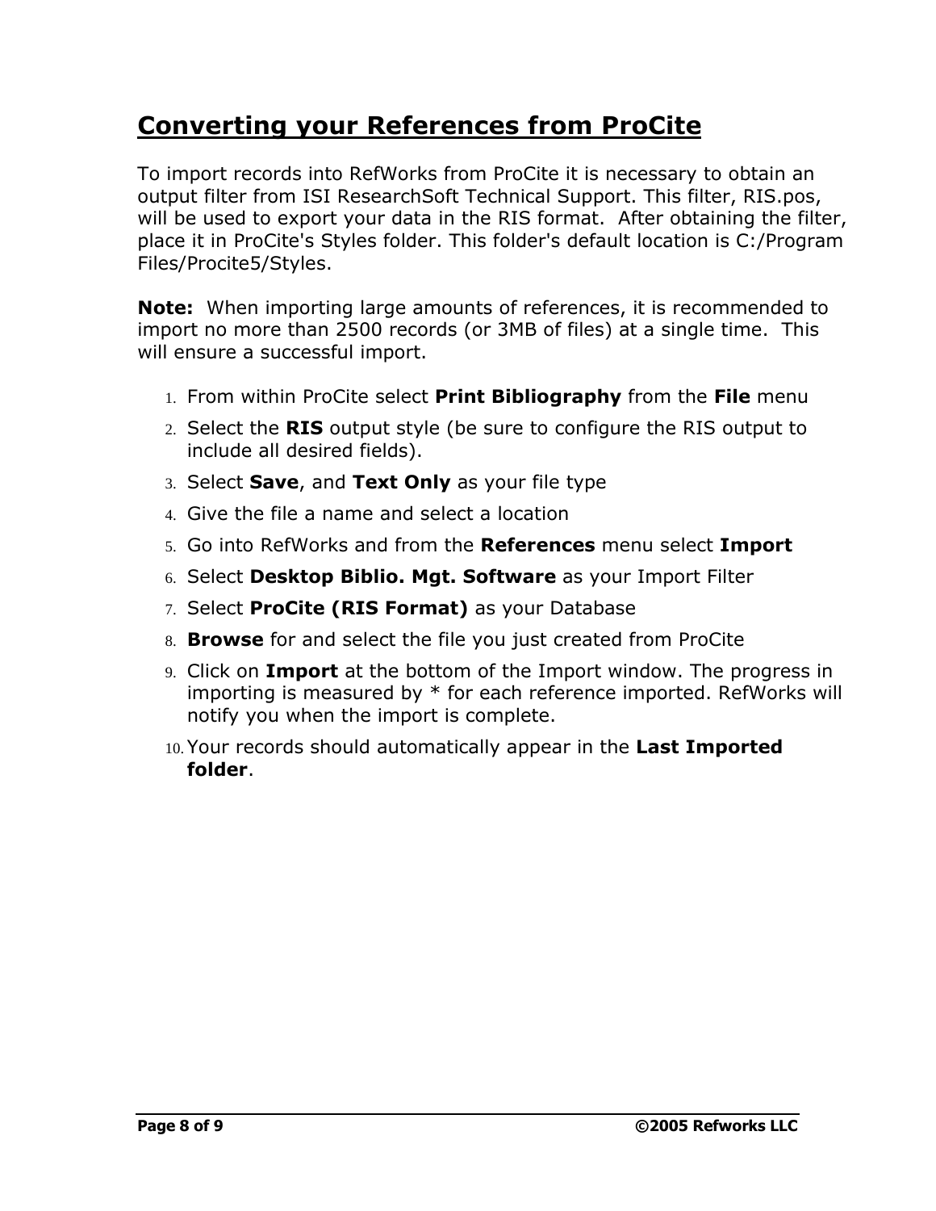## Converting your References from ProCite

To import records into RefWorks from ProCite it is necessary to obtain an output filter from ISI ResearchSoft Technical Support. This filter, RIS.pos, will be used to export your data in the RIS format. After obtaining the filter, place it in ProCite's Styles folder. This folder's default location is C:/Program Files/Procite5/Styles.

**Note:** When importing large amounts of references, it is recommended to import no more than 2500 records (or 3MB of files) at a single time. This will ensure a successful import.

1. From within ProCite select **Print Bibliography** from the **File** menu
2. Select the **RIS** output style (be sure to configure the RIS output to include all desired fields).
3. Select **Save**, and **Text Only** as your file type
4. Give the file a name and select a location
5. Go into RefWorks and from the **References** menu select **Import**
6. Select **Desktop Biblio. Mgt. Software** as your Import Filter
7. Select **ProCite (RIS Format)** as your Database
8. **Browse** for and select the file you just created from ProCite
9. Click on **Import** at the bottom of the Import window. The progress in importing is measured by * for each reference imported. RefWorks will notify you when the import is complete.
10. Your records should automatically appear in the **Last Imported folder**.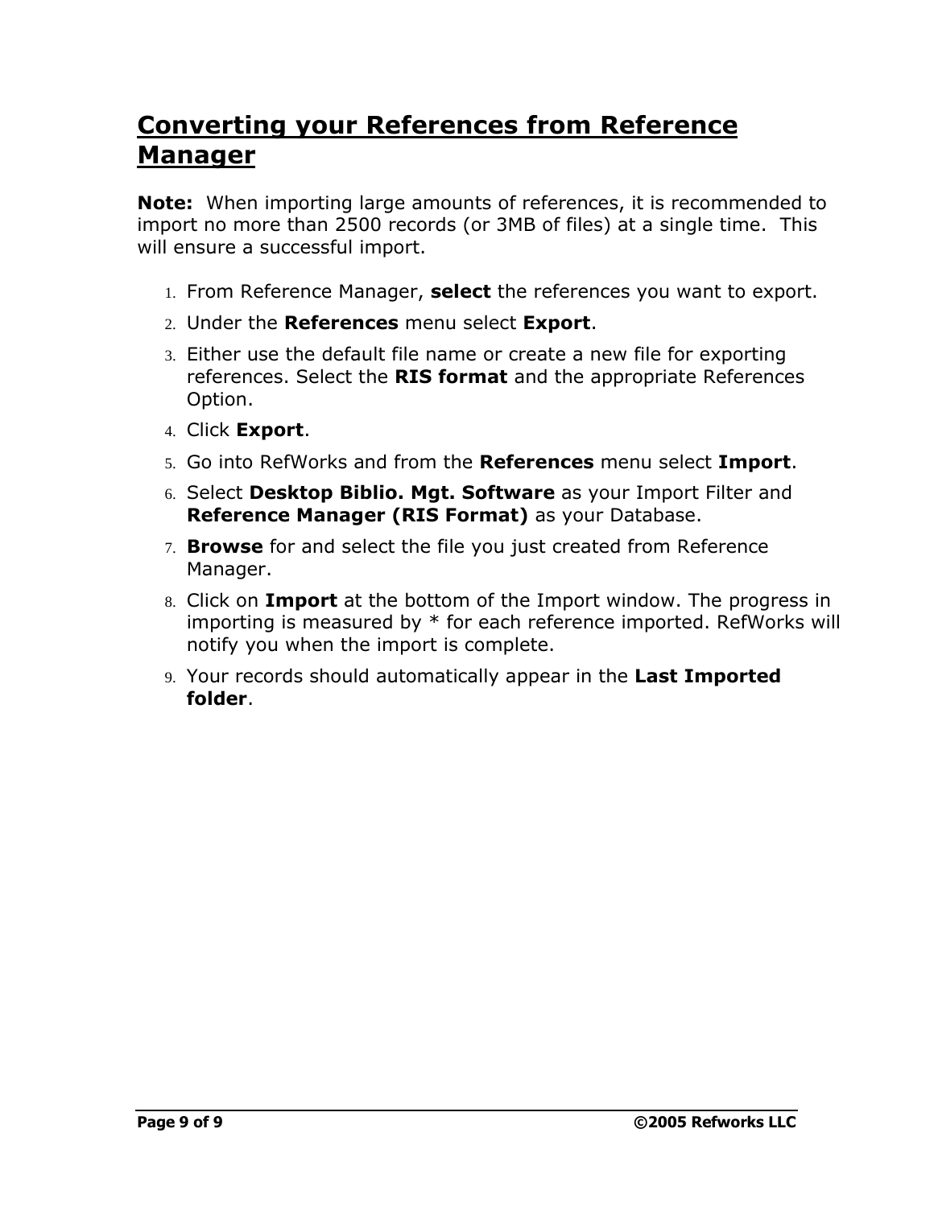# Converting your References from Reference Manager

**Note:** When importing large amounts of references, it is recommended to import no more than 2500 records (or 3MB of files) at a single time. This will ensure a successful import.

1. From Reference Manager, **select** the references you want to export.
2. Under the **References** menu select **Export**.
3. Either use the default file name or create a new file for exporting references. Select the **RIS format** and the appropriate References Option.
4. Click **Export**.
5. Go into RefWorks and from the **References** menu select **Import**.
6. Select **Desktop Biblio. Mgt. Software** as your Import Filter and **Reference Manager (RIS Format)** as your Database.
7. **Browse** for and select the file you just created from Reference Manager.
8. Click on **Import** at the bottom of the Import window. The progress in importing is measured by * for each reference imported. RefWorks will notify you when the import is complete.
9. Your records should automatically appear in the **Last Imported folder**.